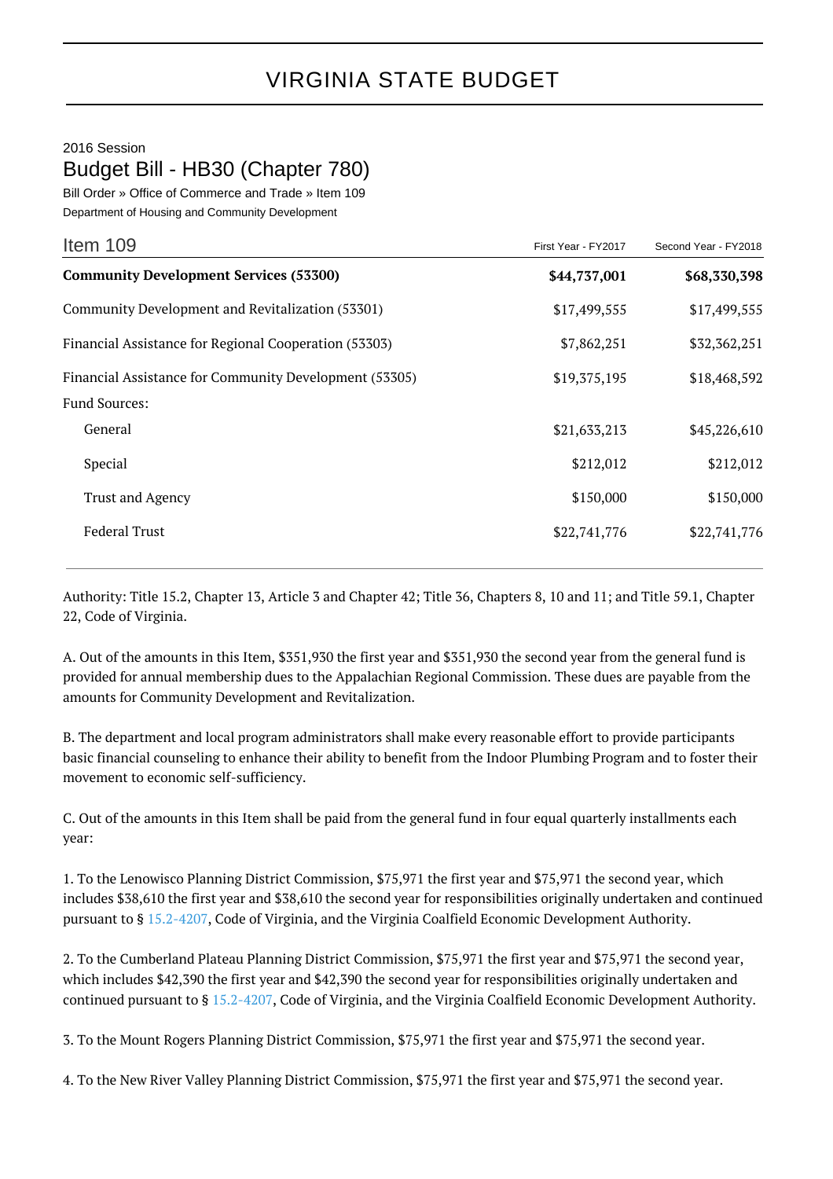# VIRGINIA STATE BUDGET

2016 Session

## Budget Bill - HB30 (Chapter 780)

Bill Order » Office of Commerce and Trade » Item 109

Department of Housing and Community Development

| Item 109 | First Year - FY2017 | Second Year - FY2018 |
|---|---|---|
| **Community Development Services (53300)** | **$44,737,001** | **$68,330,398** |
| Community Development and Revitalization (53301) | $17,499,555 | $17,499,555 |
| Financial Assistance for Regional Cooperation (53303) | $7,862,251 | $32,362,251 |
| Financial Assistance for Community Development (53305) | $19,375,195 | $18,468,592 |
| Fund Sources: | | |
| General | $21,633,213 | $45,226,610 |
| Special | $212,012 | $212,012 |
| Trust and Agency | $150,000 | $150,000 |
| Federal Trust | $22,741,776 | $22,741,776 |

Authority: Title 15.2, Chapter 13, Article 3 and Chapter 42; Title 36, Chapters 8, 10 and 11; and Title 59.1, Chapter 22, Code of Virginia.

A. Out of the amounts in this Item, $351,930 the first year and $351,930 the second year from the general fund is provided for annual membership dues to the Appalachian Regional Commission. These dues are payable from the amounts for Community Development and Revitalization.

B. The department and local program administrators shall make every reasonable effort to provide participants basic financial counseling to enhance their ability to benefit from the Indoor Plumbing Program and to foster their movement to economic self-sufficiency.

C. Out of the amounts in this Item shall be paid from the general fund in four equal quarterly installments each year:

1. To the Lenowisco Planning District Commission, $75,971 the first year and $75,971 the second year, which includes $38,610 the first year and $38,610 the second year for responsibilities originally undertaken and continued pursuant to § 15.2-4207, Code of Virginia, and the Virginia Coalfield Economic Development Authority.

2. To the Cumberland Plateau Planning District Commission, $75,971 the first year and $75,971 the second year, which includes $42,390 the first year and $42,390 the second year for responsibilities originally undertaken and continued pursuant to § 15.2-4207, Code of Virginia, and the Virginia Coalfield Economic Development Authority.

3. To the Mount Rogers Planning District Commission, $75,971 the first year and $75,971 the second year.

4. To the New River Valley Planning District Commission, $75,971 the first year and $75,971 the second year.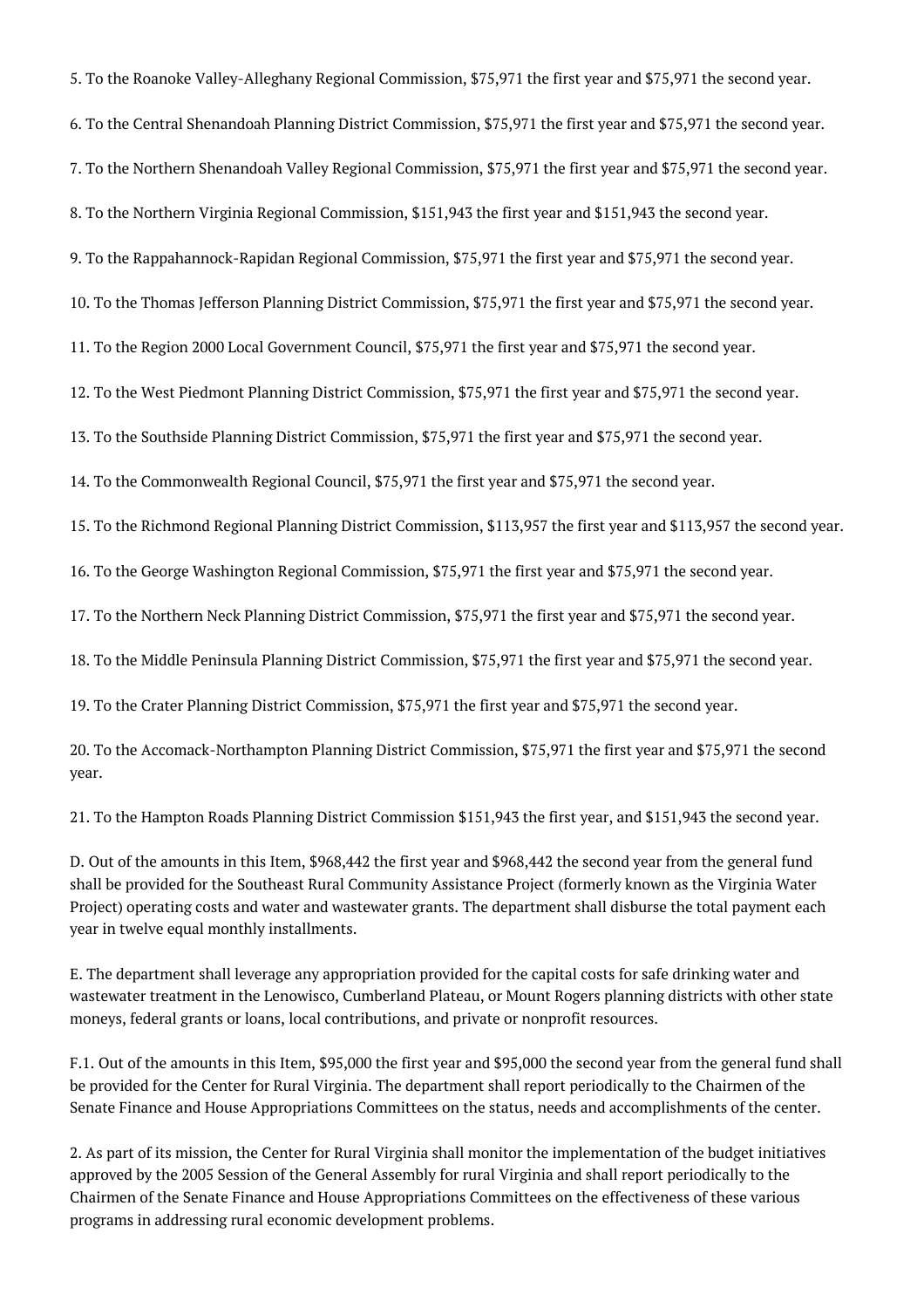5. To the Roanoke Valley-Alleghany Regional Commission, $75,971 the first year and $75,971 the second year.

6. To the Central Shenandoah Planning District Commission, $75,971 the first year and $75,971 the second year.

7. To the Northern Shenandoah Valley Regional Commission, $75,971 the first year and $75,971 the second year.

8. To the Northern Virginia Regional Commission, $151,943 the first year and $151,943 the second year.

9. To the Rappahannock-Rapidan Regional Commission, $75,971 the first year and $75,971 the second year.

10. To the Thomas Jefferson Planning District Commission, $75,971 the first year and $75,971 the second year.

11. To the Region 2000 Local Government Council, $75,971 the first year and $75,971 the second year.

12. To the West Piedmont Planning District Commission, $75,971 the first year and $75,971 the second year.

13. To the Southside Planning District Commission, $75,971 the first year and $75,971 the second year.

14. To the Commonwealth Regional Council, $75,971 the first year and $75,971 the second year.

15. To the Richmond Regional Planning District Commission, $113,957 the first year and $113,957 the second year.

16. To the George Washington Regional Commission, $75,971 the first year and $75,971 the second year.

17. To the Northern Neck Planning District Commission, $75,971 the first year and $75,971 the second year.

18. To the Middle Peninsula Planning District Commission, $75,971 the first year and $75,971 the second year.

19. To the Crater Planning District Commission, $75,971 the first year and $75,971 the second year.

20. To the Accomack-Northampton Planning District Commission, $75,971 the first year and $75,971 the second year.

21. To the Hampton Roads Planning District Commission $151,943 the first year, and $151,943 the second year.

D. Out of the amounts in this Item, $968,442 the first year and $968,442 the second year from the general fund shall be provided for the Southeast Rural Community Assistance Project (formerly known as the Virginia Water Project) operating costs and water and wastewater grants. The department shall disburse the total payment each year in twelve equal monthly installments.

E. The department shall leverage any appropriation provided for the capital costs for safe drinking water and wastewater treatment in the Lenowisco, Cumberland Plateau, or Mount Rogers planning districts with other state moneys, federal grants or loans, local contributions, and private or nonprofit resources.

F.1. Out of the amounts in this Item, $95,000 the first year and $95,000 the second year from the general fund shall be provided for the Center for Rural Virginia. The department shall report periodically to the Chairmen of the Senate Finance and House Appropriations Committees on the status, needs and accomplishments of the center.

2. As part of its mission, the Center for Rural Virginia shall monitor the implementation of the budget initiatives approved by the 2005 Session of the General Assembly for rural Virginia and shall report periodically to the Chairmen of the Senate Finance and House Appropriations Committees on the effectiveness of these various programs in addressing rural economic development problems.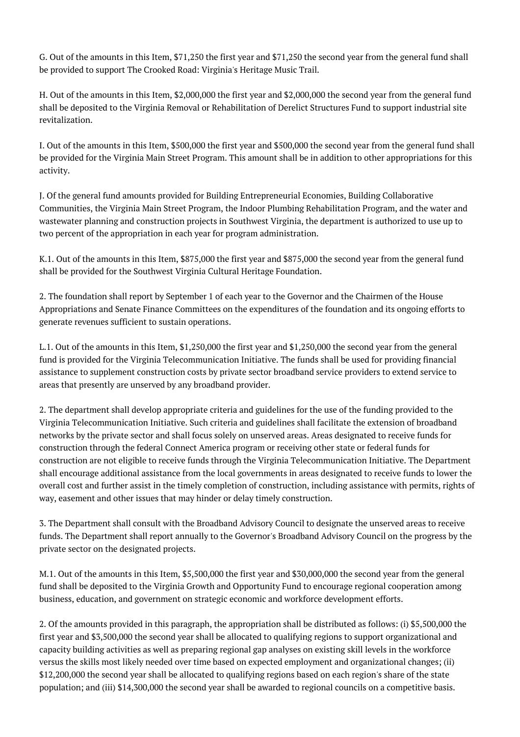G. Out of the amounts in this Item, $71,250 the first year and $71,250 the second year from the general fund shall be provided to support The Crooked Road: Virginia's Heritage Music Trail.

H. Out of the amounts in this Item, $2,000,000 the first year and $2,000,000 the second year from the general fund shall be deposited to the Virginia Removal or Rehabilitation of Derelict Structures Fund to support industrial site revitalization.

I. Out of the amounts in this Item, $500,000 the first year and $500,000 the second year from the general fund shall be provided for the Virginia Main Street Program. This amount shall be in addition to other appropriations for this activity.

J. Of the general fund amounts provided for Building Entrepreneurial Economies, Building Collaborative Communities, the Virginia Main Street Program, the Indoor Plumbing Rehabilitation Program, and the water and wastewater planning and construction projects in Southwest Virginia, the department is authorized to use up to two percent of the appropriation in each year for program administration.

K.1. Out of the amounts in this Item, $875,000 the first year and $875,000 the second year from the general fund shall be provided for the Southwest Virginia Cultural Heritage Foundation.

2. The foundation shall report by September 1 of each year to the Governor and the Chairmen of the House Appropriations and Senate Finance Committees on the expenditures of the foundation and its ongoing efforts to generate revenues sufficient to sustain operations.

L.1. Out of the amounts in this Item, $1,250,000 the first year and $1,250,000 the second year from the general fund is provided for the Virginia Telecommunication Initiative. The funds shall be used for providing financial assistance to supplement construction costs by private sector broadband service providers to extend service to areas that presently are unserved by any broadband provider.

2. The department shall develop appropriate criteria and guidelines for the use of the funding provided to the Virginia Telecommunication Initiative. Such criteria and guidelines shall facilitate the extension of broadband networks by the private sector and shall focus solely on unserved areas. Areas designated to receive funds for construction through the federal Connect America program or receiving other state or federal funds for construction are not eligible to receive funds through the Virginia Telecommunication Initiative. The Department shall encourage additional assistance from the local governments in areas designated to receive funds to lower the overall cost and further assist in the timely completion of construction, including assistance with permits, rights of way, easement and other issues that may hinder or delay timely construction.

3. The Department shall consult with the Broadband Advisory Council to designate the unserved areas to receive funds. The Department shall report annually to the Governor's Broadband Advisory Council on the progress by the private sector on the designated projects.

M.1. Out of the amounts in this Item, $5,500,000 the first year and $30,000,000 the second year from the general fund shall be deposited to the Virginia Growth and Opportunity Fund to encourage regional cooperation among business, education, and government on strategic economic and workforce development efforts.

2. Of the amounts provided in this paragraph, the appropriation shall be distributed as follows: (i) $5,500,000 the first year and $3,500,000 the second year shall be allocated to qualifying regions to support organizational and capacity building activities as well as preparing regional gap analyses on existing skill levels in the workforce versus the skills most likely needed over time based on expected employment and organizational changes; (ii) $12,200,000 the second year shall be allocated to qualifying regions based on each region's share of the state population; and (iii) $14,300,000 the second year shall be awarded to regional councils on a competitive basis.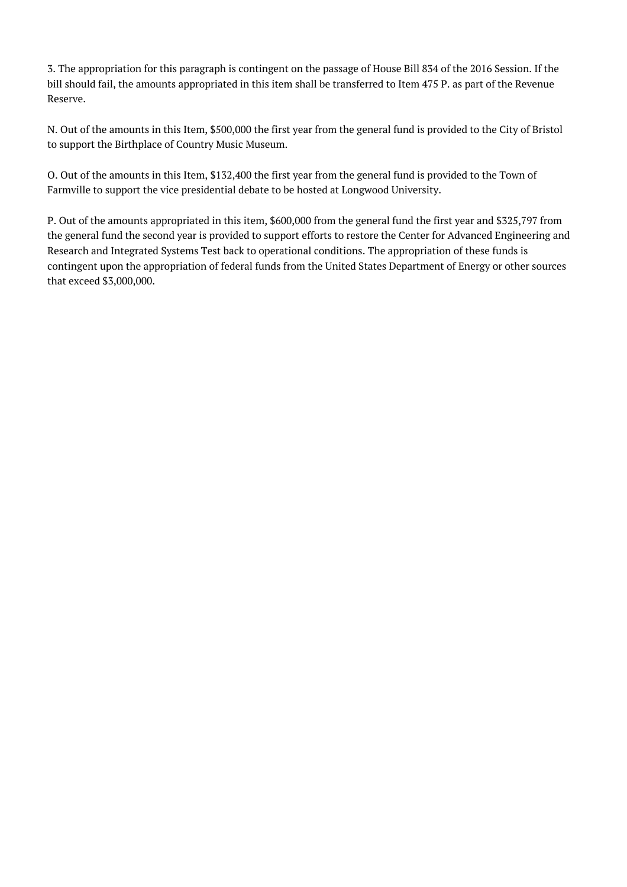3. The appropriation for this paragraph is contingent on the passage of House Bill 834 of the 2016 Session. If the bill should fail, the amounts appropriated in this item shall be transferred to Item 475 P. as part of the Revenue Reserve.

N. Out of the amounts in this Item, $500,000 the first year from the general fund is provided to the City of Bristol to support the Birthplace of Country Music Museum.

O. Out of the amounts in this Item, $132,400 the first year from the general fund is provided to the Town of Farmville to support the vice presidential debate to be hosted at Longwood University.

P. Out of the amounts appropriated in this item, $600,000 from the general fund the first year and $325,797 from the general fund the second year is provided to support efforts to restore the Center for Advanced Engineering and Research and Integrated Systems Test back to operational conditions. The appropriation of these funds is contingent upon the appropriation of federal funds from the United States Department of Energy or other sources that exceed $3,000,000.